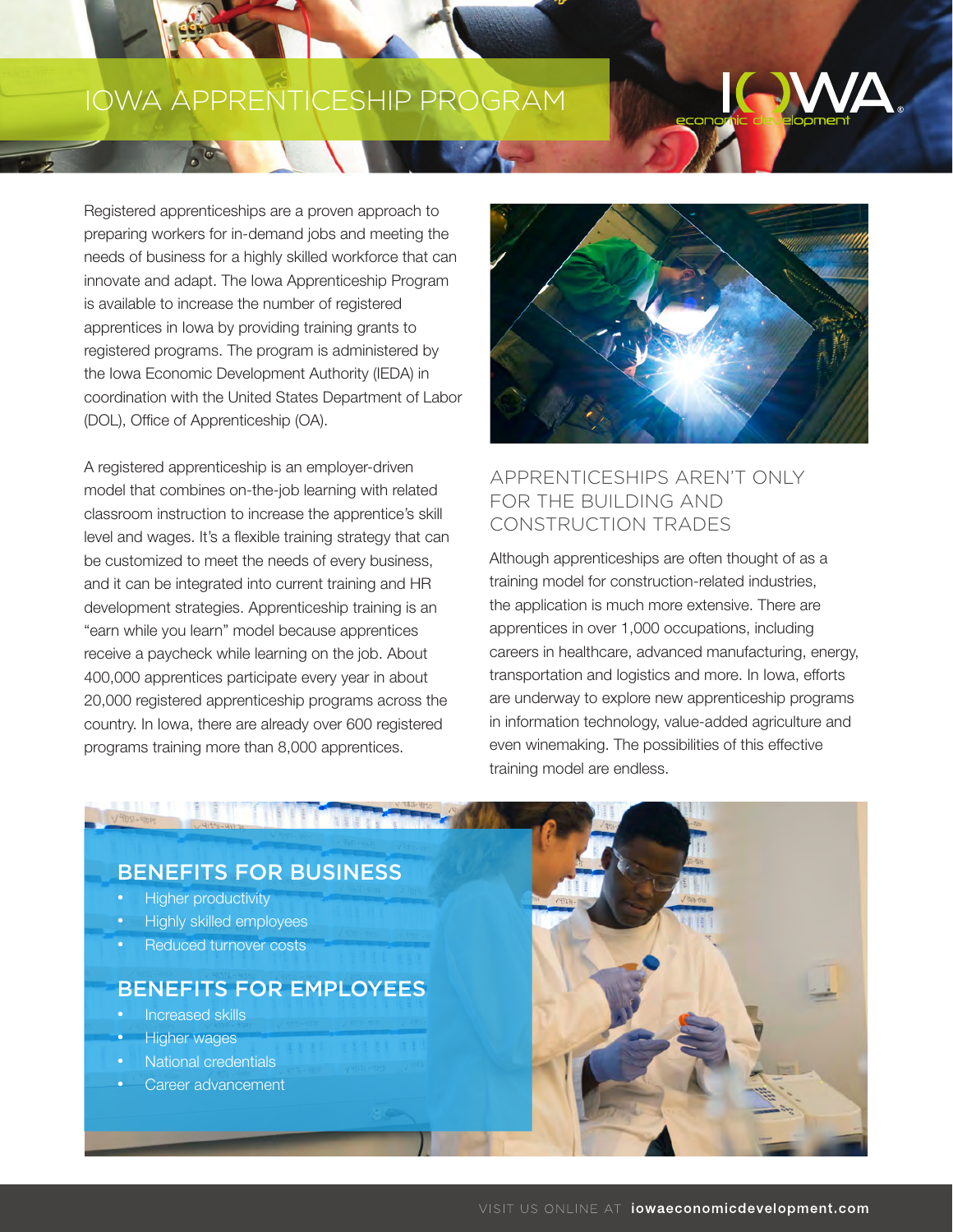# IOWA APPRENTICESHIP PROGRAM

Registered apprenticeships are a proven approach to preparing workers for in-demand jobs and meeting the needs of business for a highly skilled workforce that can innovate and adapt. The Iowa Apprenticeship Program is available to increase the number of registered apprentices in Iowa by providing training grants to registered programs. The program is administered by the Iowa Economic Development Authority (IEDA) in coordination with the United States Department of Labor (DOL), Office of Apprenticeship (OA).

A registered apprenticeship is an employer-driven model that combines on-the-job learning with related classroom instruction to increase the apprentice's skill level and wages. It's a flexible training strategy that can be customized to meet the needs of every business, and it can be integrated into current training and HR development strategies. Apprenticeship training is an "earn while you learn" model because apprentices receive a paycheck while learning on the job. About 400,000 apprentices participate every year in about 20,000 registered apprenticeship programs across the country. In Iowa, there are already over 600 registered programs training more than 8,000 apprentices.

## APPRENTICESHIPS AREN'T ONLY FOR THE BUILDING AND CONSTRUCTION TRADES

Although apprenticeships are often thought of as a training model for construction-related industries, the application is much more extensive. There are apprentices in over 1,000 occupations, including careers in healthcare, advanced manufacturing, energy, transportation and logistics and more. In Iowa, efforts are underway to explore new apprenticeship programs in information technology, value-added agriculture and even winemaking. The possibilities of this effective training model are endless.

## BENEFITS FOR BUSINESS

- Higher productivity
- Highly skilled employees
- Reduced turnover costs

## BENEFITS FOR EMPLOYEES

- Increased skills
- Higher wages
- National credentials
- Career advancement

VISIT US ONLINE AT **iowaeconomicdevelopment.com**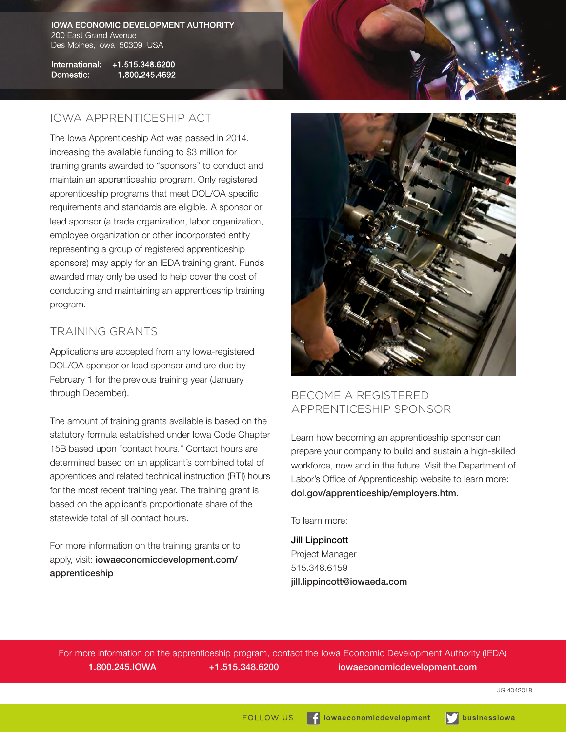**IOWA ECONOMIC DEVELOPMENT AUTHORITY**
200 East Grand Avenue
Des Moines, Iowa 50309 USA

**International:** +1.515.348.6200
**Domestic:** 1.800.245.4692

## IOWA APPRENTICESHIP ACT

The Iowa Apprenticeship Act was passed in 2014, increasing the available funding to $3 million for training grants awarded to "sponsors" to conduct and maintain an apprenticeship program. Only registered apprenticeship programs that meet DOL/OA specific requirements and standards are eligible. A sponsor or lead sponsor (a trade organization, labor organization, employee organization or other incorporated entity representing a group of registered apprenticeship sponsors) may apply for an IEDA training grant. Funds awarded may only be used to help cover the cost of conducting and maintaining an apprenticeship training program.

## TRAINING GRANTS

Applications are accepted from any Iowa-registered DOL/OA sponsor or lead sponsor and are due by February 1 for the previous training year (January through December).

The amount of training grants available is based on the statutory formula established under Iowa Code Chapter 15B based upon "contact hours." Contact hours are determined based on an applicant's combined total of apprentices and related technical instruction (RTI) hours for the most recent training year. The training grant is based on the applicant's proportionate share of the statewide total of all contact hours.

For more information on the training grants or to apply, visit: **iowaeconomicdevelopment.com/apprenticeship**

## BECOME A REGISTERED APPRENTICESHIP SPONSOR

Learn how becoming an apprenticeship sponsor can prepare your company to build and sustain a high-skilled workforce, now and in the future. Visit the Department of Labor's Office of Apprenticeship website to learn more: **dol.gov/apprenticeship/employers.htm.**

To learn more:

**Jill Lippincott**
Project Manager
515.348.6159
**jill.lippincott@iowaeda.com**

For more information on the apprenticeship program, contact the Iowa Economic Development Authority (IEDA)
**1.800.245.IOWA** **+1.515.348.6200** **iowaeconomicdevelopment.com**

JG 4042018

FOLLOW US iowaeconomicdevelopment businessiowa